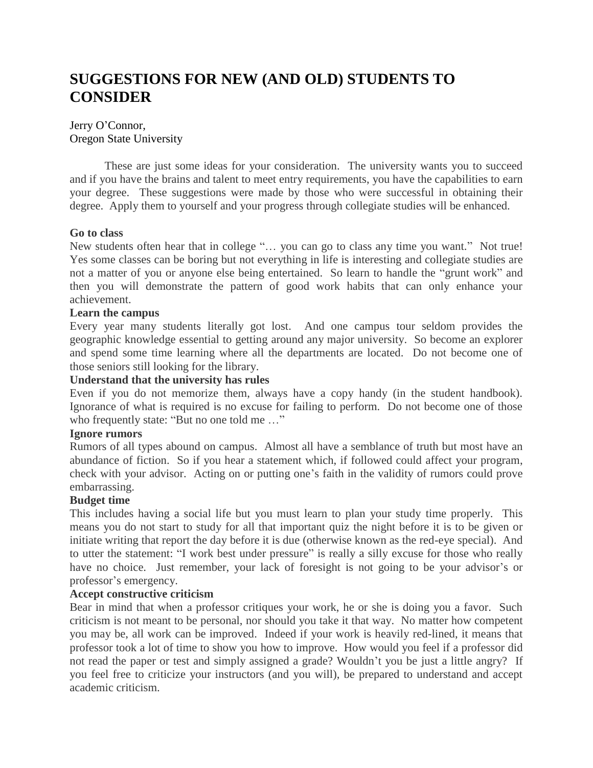# SUGGESTIONS FOR NEW (AND OLD) STUDENTS TO CONSIDER

Jerry O'Connor,
Oregon State University

These are just some ideas for your consideration. The university wants you to succeed and if you have the brains and talent to meet entry requirements, you have the capabilities to earn your degree. These suggestions were made by those who were successful in obtaining their degree. Apply them to yourself and your progress through collegiate studies will be enhanced.

**Go to class**

New students often hear that in college "… you can go to class any time you want." Not true! Yes some classes can be boring but not everything in life is interesting and collegiate studies are not a matter of you or anyone else being entertained. So learn to handle the "grunt work" and then you will demonstrate the pattern of good work habits that can only enhance your achievement.

**Learn the campus**

Every year many students literally got lost. And one campus tour seldom provides the geographic knowledge essential to getting around any major university. So become an explorer and spend some time learning where all the departments are located. Do not become one of those seniors still looking for the library.

**Understand that the university has rules**

Even if you do not memorize them, always have a copy handy (in the student handbook). Ignorance of what is required is no excuse for failing to perform. Do not become one of those who frequently state: "But no one told me …"

**Ignore rumors**

Rumors of all types abound on campus. Almost all have a semblance of truth but most have an abundance of fiction. So if you hear a statement which, if followed could affect your program, check with your advisor. Acting on or putting one's faith in the validity of rumors could prove embarrassing.

**Budget time**

This includes having a social life but you must learn to plan your study time properly. This means you do not start to study for all that important quiz the night before it is to be given or initiate writing that report the day before it is due (otherwise known as the red-eye special). And to utter the statement: "I work best under pressure" is really a silly excuse for those who really have no choice. Just remember, your lack of foresight is not going to be your advisor's or professor's emergency.

**Accept constructive criticism**

Bear in mind that when a professor critiques your work, he or she is doing you a favor. Such criticism is not meant to be personal, nor should you take it that way. No matter how competent you may be, all work can be improved. Indeed if your work is heavily red-lined, it means that professor took a lot of time to show you how to improve. How would you feel if a professor did not read the paper or test and simply assigned a grade? Wouldn't you be just a little angry? If you feel free to criticize your instructors (and you will), be prepared to understand and accept academic criticism.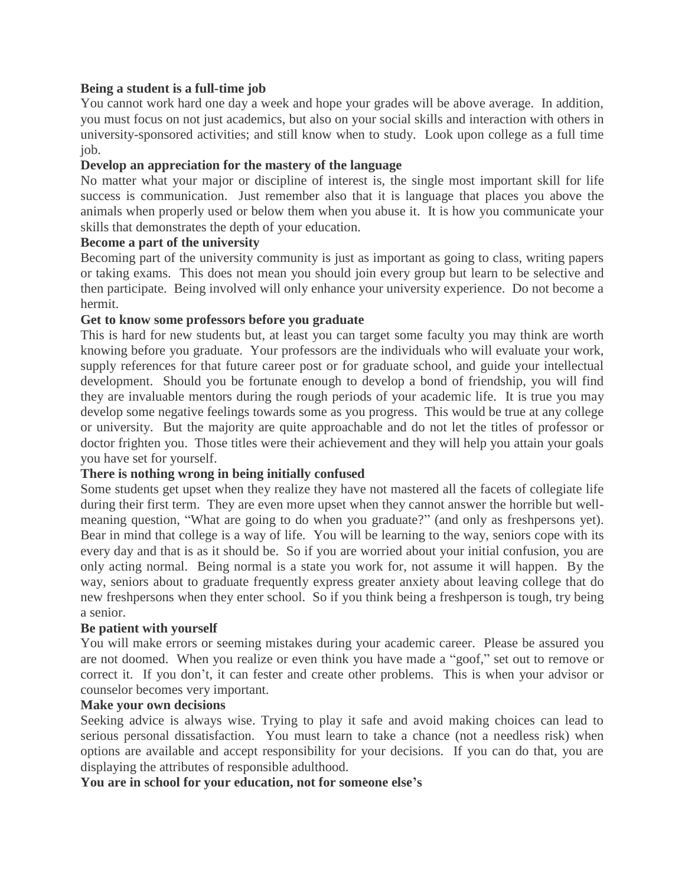**Being a student is a full-time job**

You cannot work hard one day a week and hope your grades will be above average. In addition, you must focus on not just academics, but also on your social skills and interaction with others in university-sponsored activities; and still know when to study. Look upon college as a full time job.

**Develop an appreciation for the mastery of the language**

No matter what your major or discipline of interest is, the single most important skill for life success is communication. Just remember also that it is language that places you above the animals when properly used or below them when you abuse it. It is how you communicate your skills that demonstrates the depth of your education.

**Become a part of the university**

Becoming part of the university community is just as important as going to class, writing papers or taking exams. This does not mean you should join every group but learn to be selective and then participate. Being involved will only enhance your university experience. Do not become a hermit.

**Get to know some professors before you graduate**

This is hard for new students but, at least you can target some faculty you may think are worth knowing before you graduate. Your professors are the individuals who will evaluate your work, supply references for that future career post or for graduate school, and guide your intellectual development. Should you be fortunate enough to develop a bond of friendship, you will find they are invaluable mentors during the rough periods of your academic life. It is true you may develop some negative feelings towards some as you progress. This would be true at any college or university. But the majority are quite approachable and do not let the titles of professor or doctor frighten you. Those titles were their achievement and they will help you attain your goals you have set for yourself.

**There is nothing wrong in being initially confused**

Some students get upset when they realize they have not mastered all the facets of collegiate life during their first term. They are even more upset when they cannot answer the horrible but well-meaning question, "What are going to do when you graduate?" (and only as freshpersons yet). Bear in mind that college is a way of life. You will be learning to the way, seniors cope with its every day and that is as it should be. So if you are worried about your initial confusion, you are only acting normal. Being normal is a state you work for, not assume it will happen. By the way, seniors about to graduate frequently express greater anxiety about leaving college that do new freshpersons when they enter school. So if you think being a freshperson is tough, try being a senior.

**Be patient with yourself**

You will make errors or seeming mistakes during your academic career. Please be assured you are not doomed. When you realize or even think you have made a "goof," set out to remove or correct it. If you don't, it can fester and create other problems. This is when your advisor or counselor becomes very important.

**Make your own decisions**

Seeking advice is always wise. Trying to play it safe and avoid making choices can lead to serious personal dissatisfaction. You must learn to take a chance (not a needless risk) when options are available and accept responsibility for your decisions. If you can do that, you are displaying the attributes of responsible adulthood.

**You are in school for your education, not for someone else's**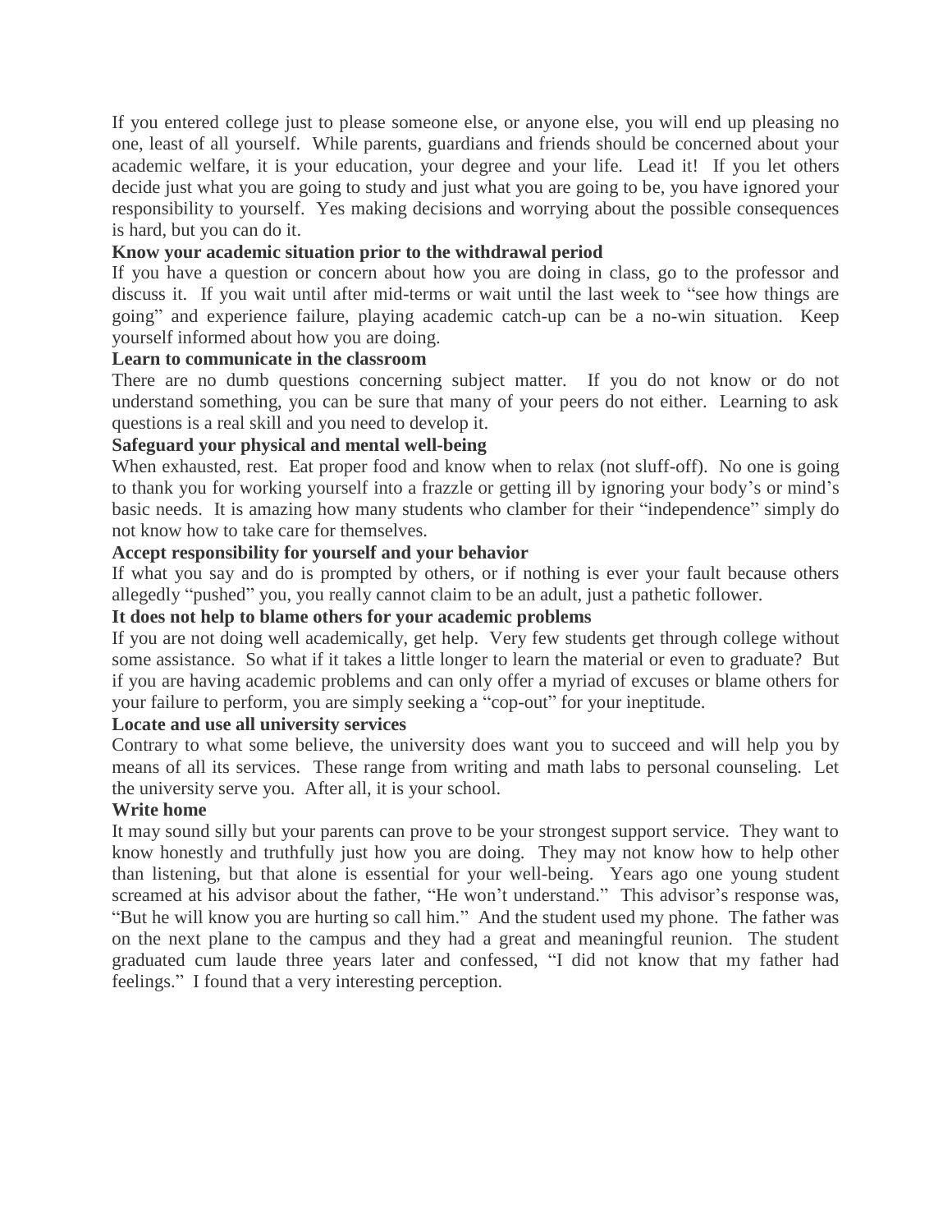If you entered college just to please someone else, or anyone else, you will end up pleasing no one, least of all yourself. While parents, guardians and friends should be concerned about your academic welfare, it is your education, your degree and your life. Lead it! If you let others decide just what you are going to study and just what you are going to be, you have ignored your responsibility to yourself. Yes making decisions and worrying about the possible consequences is hard, but you can do it.

**Know your academic situation prior to the withdrawal period**

If you have a question or concern about how you are doing in class, go to the professor and discuss it. If you wait until after mid-terms or wait until the last week to "see how things are going" and experience failure, playing academic catch-up can be a no-win situation. Keep yourself informed about how you are doing.

**Learn to communicate in the classroom**

There are no dumb questions concerning subject matter. If you do not know or do not understand something, you can be sure that many of your peers do not either. Learning to ask questions is a real skill and you need to develop it.

**Safeguard your physical and mental well-being**

When exhausted, rest. Eat proper food and know when to relax (not sluff-off). No one is going to thank you for working yourself into a frazzle or getting ill by ignoring your body's or mind's basic needs. It is amazing how many students who clamber for their "independence" simply do not know how to take care for themselves.

**Accept responsibility for yourself and your behavior**

If what you say and do is prompted by others, or if nothing is ever your fault because others allegedly "pushed" you, you really cannot claim to be an adult, just a pathetic follower.

**It does not help to blame others for your academic problems**

If you are not doing well academically, get help. Very few students get through college without some assistance. So what if it takes a little longer to learn the material or even to graduate? But if you are having academic problems and can only offer a myriad of excuses or blame others for your failure to perform, you are simply seeking a "cop-out" for your ineptitude.

**Locate and use all university services**

Contrary to what some believe, the university does want you to succeed and will help you by means of all its services. These range from writing and math labs to personal counseling. Let the university serve you. After all, it is your school.

**Write home**

It may sound silly but your parents can prove to be your strongest support service. They want to know honestly and truthfully just how you are doing. They may not know how to help other than listening, but that alone is essential for your well-being. Years ago one young student screamed at his advisor about the father, "He won't understand." This advisor's response was, "But he will know you are hurting so call him." And the student used my phone. The father was on the next plane to the campus and they had a great and meaningful reunion. The student graduated cum laude three years later and confessed, "I did not know that my father had feelings." I found that a very interesting perception.